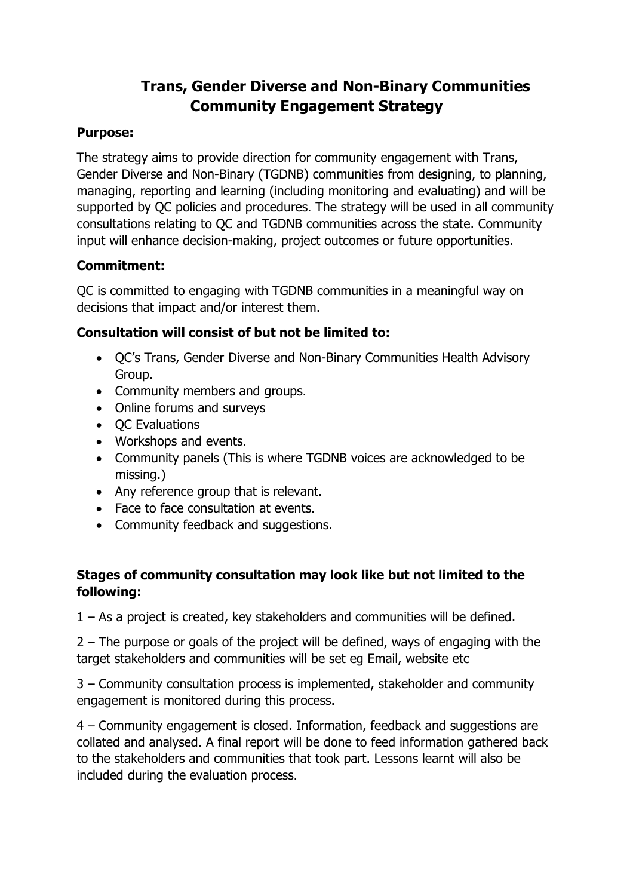# Trans, Gender Diverse and Non-Binary Communities Community Engagement Strategy

**Purpose:**

The strategy aims to provide direction for community engagement with Trans, Gender Diverse and Non-Binary (TGDNB) communities from designing, to planning, managing, reporting and learning (including monitoring and evaluating) and will be supported by QC policies and procedures. The strategy will be used in all community consultations relating to QC and TGDNB communities across the state. Community input will enhance decision-making, project outcomes or future opportunities.

**Commitment:**

QC is committed to engaging with TGDNB communities in a meaningful way on decisions that impact and/or interest them.

**Consultation will consist of but not be limited to:**

- QC's Trans, Gender Diverse and Non-Binary Communities Health Advisory Group.
- Community members and groups.
- Online forums and surveys
- QC Evaluations
- Workshops and events.
- Community panels (This is where TGDNB voices are acknowledged to be missing.)
- Any reference group that is relevant.
- Face to face consultation at events.
- Community feedback and suggestions.

**Stages of community consultation may look like but not limited to the following:**

1 – As a project is created, key stakeholders and communities will be defined.

2 – The purpose or goals of the project will be defined, ways of engaging with the target stakeholders and communities will be set eg Email, website etc

3 – Community consultation process is implemented, stakeholder and community engagement is monitored during this process.

4 – Community engagement is closed. Information, feedback and suggestions are collated and analysed. A final report will be done to feed information gathered back to the stakeholders and communities that took part. Lessons learnt will also be included during the evaluation process.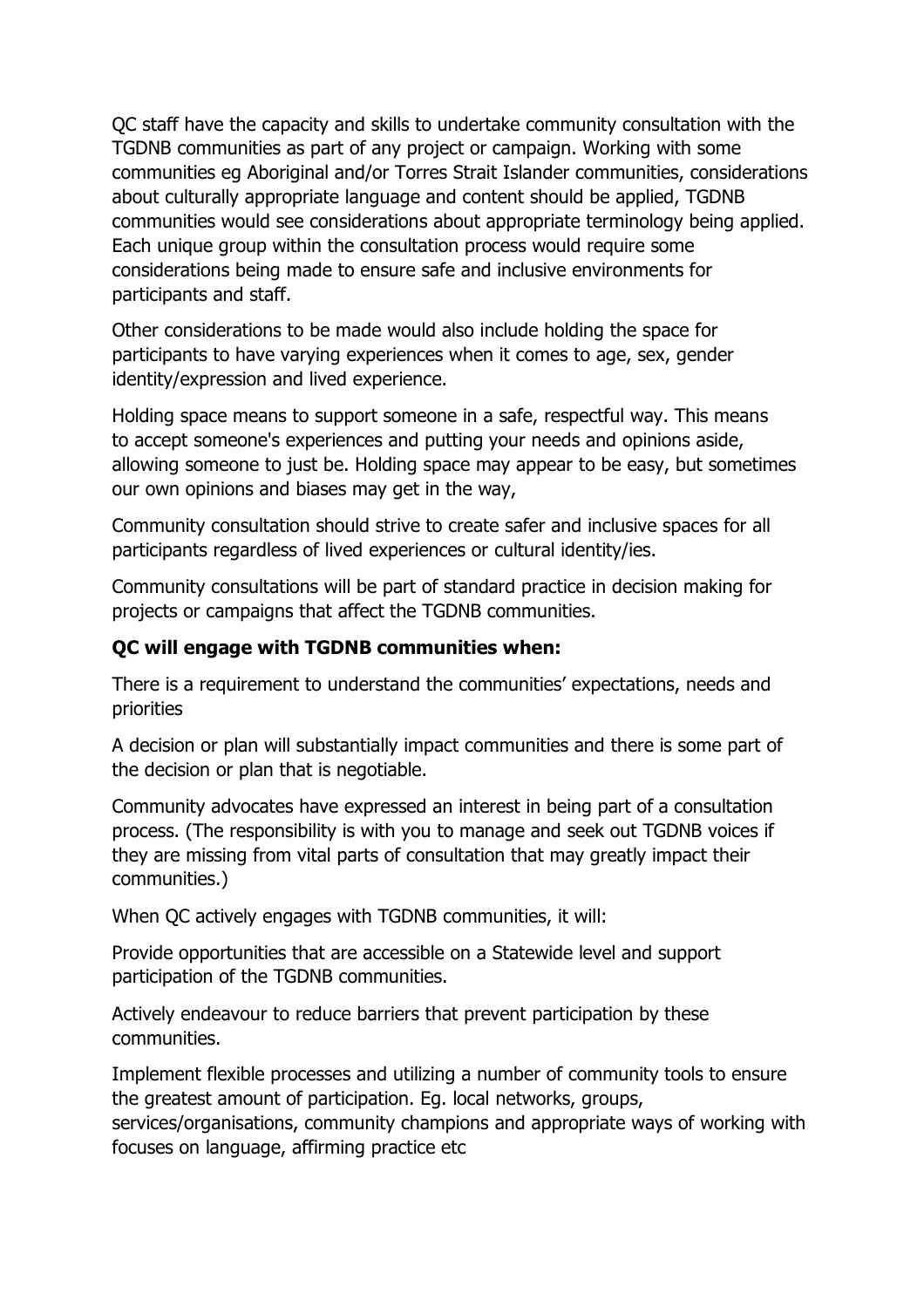QC staff have the capacity and skills to undertake community consultation with the TGDNB communities as part of any project or campaign. Working with some communities eg Aboriginal and/or Torres Strait Islander communities, considerations about culturally appropriate language and content should be applied, TGDNB communities would see considerations about appropriate terminology being applied. Each unique group within the consultation process would require some considerations being made to ensure safe and inclusive environments for participants and staff.

Other considerations to be made would also include holding the space for participants to have varying experiences when it comes to age, sex, gender identity/expression and lived experience.

Holding space means to support someone in a safe, respectful way. This means to accept someone's experiences and putting your needs and opinions aside, allowing someone to just be. Holding space may appear to be easy, but sometimes our own opinions and biases may get in the way,

Community consultation should strive to create safer and inclusive spaces for all participants regardless of lived experiences or cultural identity/ies.

Community consultations will be part of standard practice in decision making for projects or campaigns that affect the TGDNB communities.

**QC will engage with TGDNB communities when:**

There is a requirement to understand the communities' expectations, needs and priorities

A decision or plan will substantially impact communities and there is some part of the decision or plan that is negotiable.

Community advocates have expressed an interest in being part of a consultation process. (The responsibility is with you to manage and seek out TGDNB voices if they are missing from vital parts of consultation that may greatly impact their communities.)

When QC actively engages with TGDNB communities, it will:

Provide opportunities that are accessible on a Statewide level and support participation of the TGDNB communities.

Actively endeavour to reduce barriers that prevent participation by these communities.

Implement flexible processes and utilizing a number of community tools to ensure the greatest amount of participation. Eg. local networks, groups, services/organisations, community champions and appropriate ways of working with focuses on language, affirming practice etc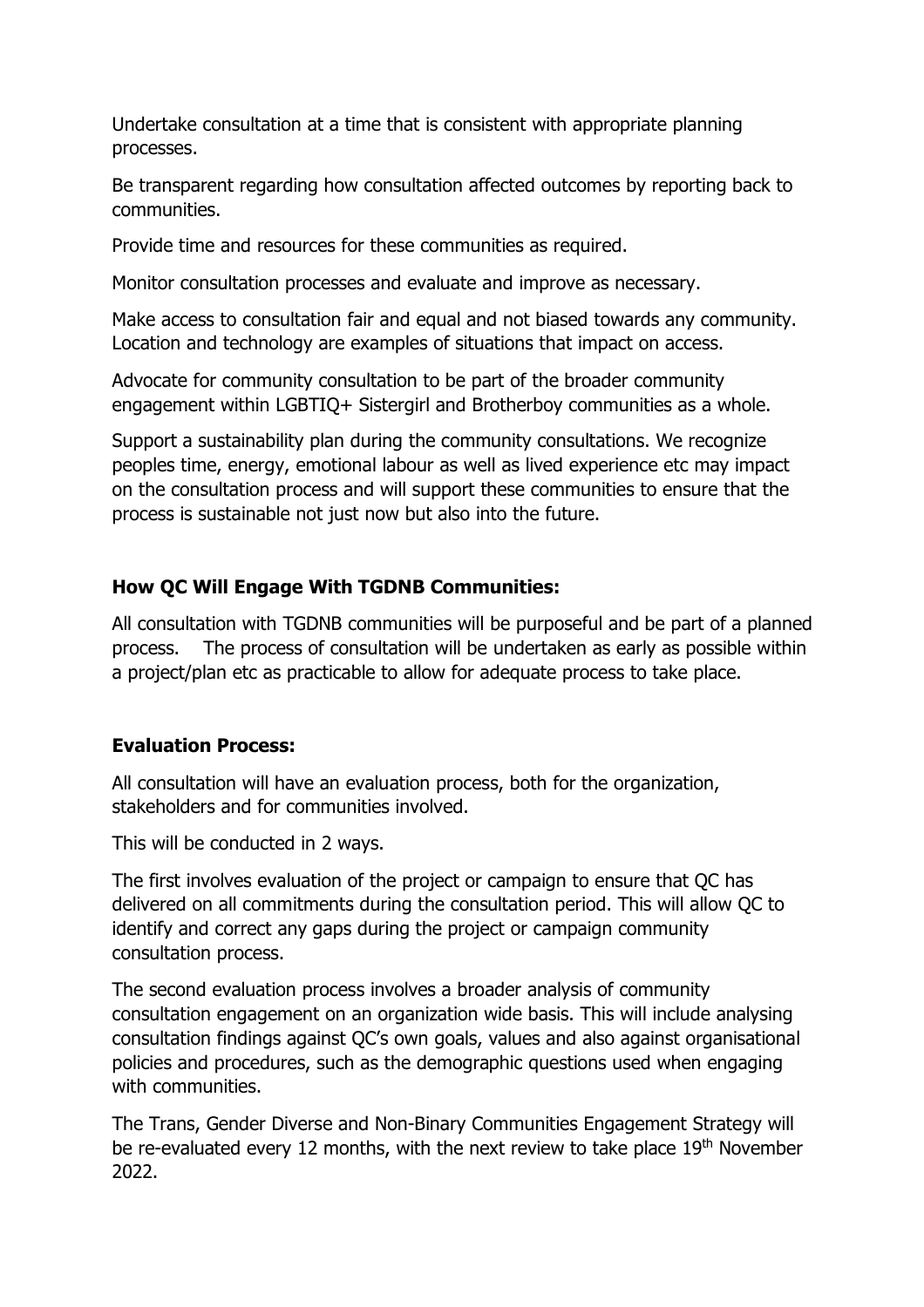Undertake consultation at a time that is consistent with appropriate planning processes.

Be transparent regarding how consultation affected outcomes by reporting back to communities.

Provide time and resources for these communities as required.

Monitor consultation processes and evaluate and improve as necessary.

Make access to consultation fair and equal and not biased towards any community. Location and technology are examples of situations that impact on access.

Advocate for community consultation to be part of the broader community engagement within LGBTIQ+ Sistergirl and Brotherboy communities as a whole.

Support a sustainability plan during the community consultations. We recognize peoples time, energy, emotional labour as well as lived experience etc may impact on the consultation process and will support these communities to ensure that the process is sustainable not just now but also into the future.

**How QC Will Engage With TGDNB Communities:**

All consultation with TGDNB communities will be purposeful and be part of a planned process. The process of consultation will be undertaken as early as possible within a project/plan etc as practicable to allow for adequate process to take place.

**Evaluation Process:**

All consultation will have an evaluation process, both for the organization, stakeholders and for communities involved.

This will be conducted in 2 ways.

The first involves evaluation of the project or campaign to ensure that QC has delivered on all commitments during the consultation period. This will allow QC to identify and correct any gaps during the project or campaign community consultation process.

The second evaluation process involves a broader analysis of community consultation engagement on an organization wide basis. This will include analysing consultation findings against QC's own goals, values and also against organisational policies and procedures, such as the demographic questions used when engaging with communities.

The Trans, Gender Diverse and Non-Binary Communities Engagement Strategy will be re-evaluated every 12 months, with the next review to take place 19th November 2022.